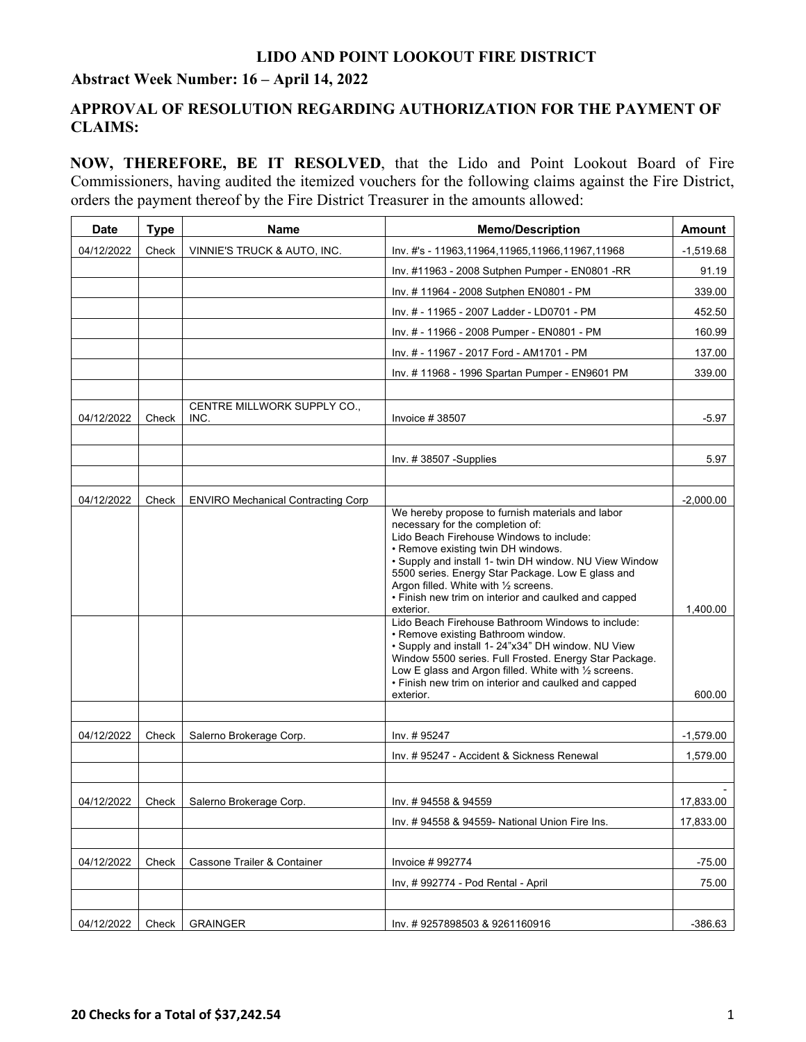**LIDO AND POINT LOOKOUT FIRE DISTRICT**

**Abstract Week Number: 16 – April 14, 2022**

**APPROVAL OF RESOLUTION REGARDING AUTHORIZATION FOR THE PAYMENT OF CLAIMS:**

**NOW, THEREFORE, BE IT RESOLVED**, that the Lido and Point Lookout Board of Fire Commissioners, having audited the itemized vouchers for the following claims against the Fire District, orders the payment thereof by the Fire District Treasurer in the amounts allowed:

| Date | Type | Name | Memo/Description | Amount |
|---|---|---|---|---|
| 04/12/2022 | Check | VINNIE'S TRUCK & AUTO, INC. | Inv. #'s - 11963,11964,11965,11966,11967,11968 | -1,519.68 |
| | | | Inv. #11963 - 2008 Sutphen Pumper - EN0801 -RR | 91.19 |
| | | | Inv. # 11964 - 2008 Sutphen EN0801 - PM | 339.00 |
| | | | Inv. # - 11965 - 2007 Ladder - LD0701 - PM | 452.50 |
| | | | Inv. # - 11966 - 2008 Pumper - EN0801 - PM | 160.99 |
| | | | Inv. # - 11967 - 2017 Ford - AM1701 - PM | 137.00 |
| | | | Inv. # 11968 - 1996 Spartan Pumper - EN9601 PM | 339.00 |
| | | | | |
| 04/12/2022 | Check | CENTRE MILLWORK SUPPLY CO., INC. | Invoice # 38507 | -5.97 |
| | | | | |
| | | | Inv. # 38507 -Supplies | 5.97 |
| | | | | |
| 04/12/2022 | Check | ENVIRO Mechanical Contracting Corp | | -2,000.00 |
| | | | We hereby propose to furnish materials and labor necessary for the completion of: Lido Beach Firehouse Windows to include: • Remove existing twin DH windows. • Supply and install 1- twin DH window. NU View Window 5500 series. Energy Star Package. Low E glass and Argon filled. White with ½ screens. • Finish new trim on interior and caulked and capped exterior. | 1,400.00 |
| | | | Lido Beach Firehouse Bathroom Windows to include: • Remove existing Bathroom window. • Supply and install 1- 24”x34” DH window. NU View Window 5500 series. Full Frosted. Energy Star Package. Low E glass and Argon filled. White with ½ screens. • Finish new trim on interior and caulked and capped exterior. | 600.00 |
| | | | | |
| 04/12/2022 | Check | Salerno Brokerage Corp. | Inv. # 95247 | -1,579.00 |
| | | | Inv. # 95247 - Accident & Sickness Renewal | 1,579.00 |
| | | | | |
| 04/12/2022 | Check | Salerno Brokerage Corp. | Inv. # 94558 & 94559 | -17,833.00 |
| | | | Inv. # 94558 & 94559- National Union Fire Ins. | 17,833.00 |
| | | | | |
| 04/12/2022 | Check | Cassone Trailer & Container | Invoice # 992774 | -75.00 |
| | | | Inv, # 992774 - Pod Rental - April | 75.00 |
| | | | | |
| 04/12/2022 | Check | GRAINGER | Inv. # 9257898503 & 9261160916 | -386.63 |

**20 Checks for a Total of $37,242.54**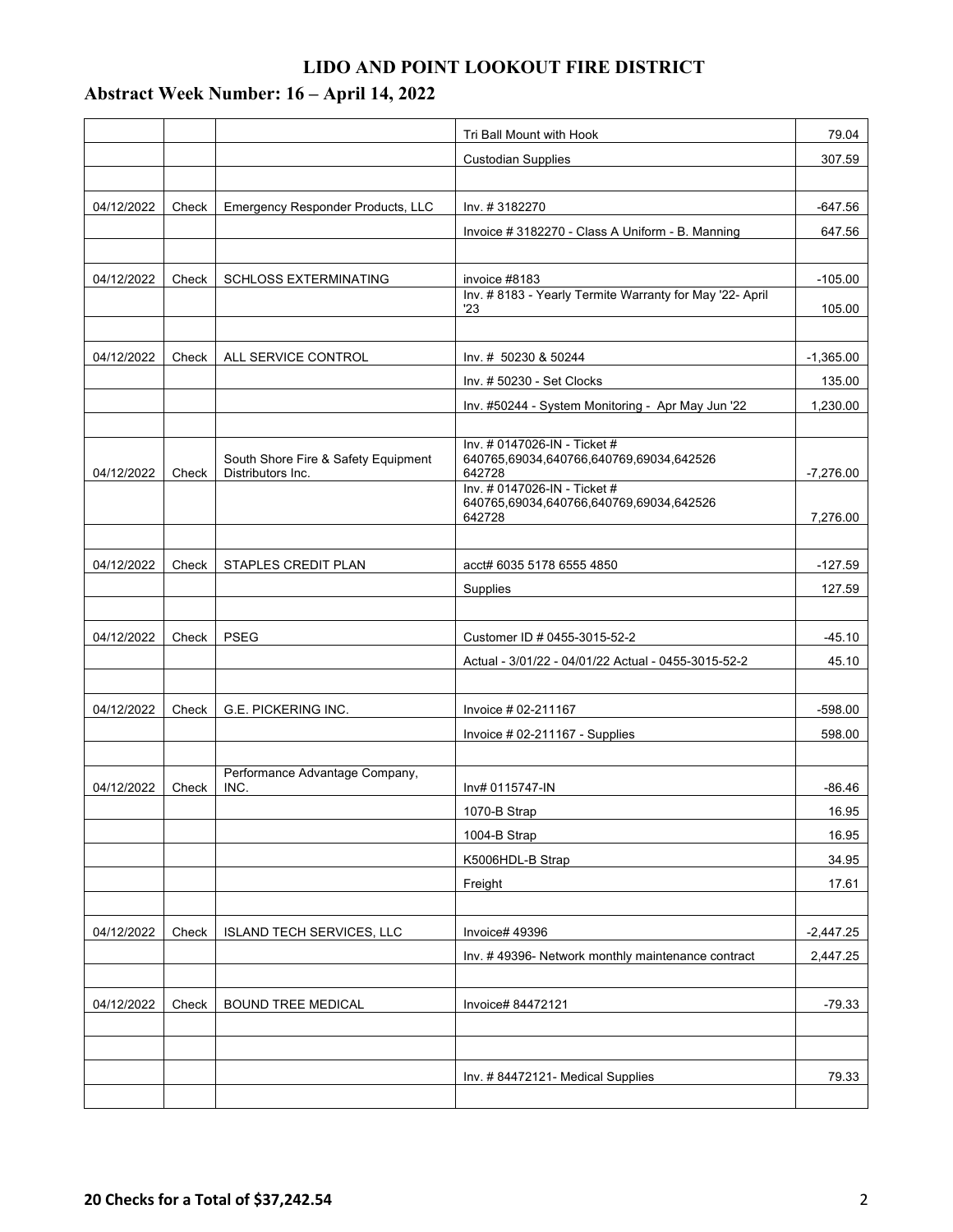# LIDO AND POINT LOOKOUT FIRE DISTRICT

## Abstract Week Number: 16 – April 14, 2022

| | | | | |
|---|---|---|---|---|
| | | | Tri Ball Mount with Hook | 79.04 |
| | | | Custodian Supplies | 307.59 |
| | | | | |
| 04/12/2022 | Check | Emergency Responder Products, LLC | Inv. # 3182270 | -647.56 |
| | | | Invoice # 3182270 - Class A Uniform - B. Manning | 647.56 |
| | | | | |
| 04/12/2022 | Check | SCHLOSS EXTERMINATING | invoice #8183 | -105.00 |
| | | | Inv. # 8183 - Yearly Termite Warranty for May '22- April '23 | 105.00 |
| | | | | |
| 04/12/2022 | Check | ALL SERVICE CONTROL | Inv. # 50230 & 50244 | -1,365.00 |
| | | | Inv. # 50230 - Set Clocks | 135.00 |
| | | | Inv. #50244 - System Monitoring - Apr May Jun '22 | 1,230.00 |
| | | | | |
| 04/12/2022 | Check | South Shore Fire & Safety Equipment Distributors Inc. | Inv. # 0147026-IN - Ticket # 640765,69034,640766,640769,69034,642526 642728 | -7,276.00 |
| | | | Inv. # 0147026-IN - Ticket # 640765,69034,640766,640769,69034,642526 642728 | 7,276.00 |
| | | | | |
| 04/12/2022 | Check | STAPLES CREDIT PLAN | acct# 6035 5178 6555 4850 | -127.59 |
| | | | Supplies | 127.59 |
| | | | | |
| 04/12/2022 | Check | PSEG | Customer ID # 0455-3015-52-2 | -45.10 |
| | | | Actual - 3/01/22 - 04/01/22 Actual - 0455-3015-52-2 | 45.10 |
| | | | | |
| 04/12/2022 | Check | G.E. PICKERING INC. | Invoice # 02-211167 | -598.00 |
| | | | Invoice # 02-211167 - Supplies | 598.00 |
| | | | | |
| 04/12/2022 | Check | Performance Advantage Company, INC. | Inv# 0115747-IN | -86.46 |
| | | | 1070-B Strap | 16.95 |
| | | | 1004-B Strap | 16.95 |
| | | | K5006HDL-B Strap | 34.95 |
| | | | Freight | 17.61 |
| | | | | |
| 04/12/2022 | Check | ISLAND TECH SERVICES, LLC | Invoice# 49396 | -2,447.25 |
| | | | Inv. # 49396- Network monthly maintenance contract | 2,447.25 |
| | | | | |
| 04/12/2022 | Check | BOUND TREE MEDICAL | Invoice# 84472121 | -79.33 |
| | | | | |
| | | | | |
| | | | Inv. # 84472121- Medical Supplies | 79.33 |
| | | | | |

**20 Checks for a Total of $37,242.54**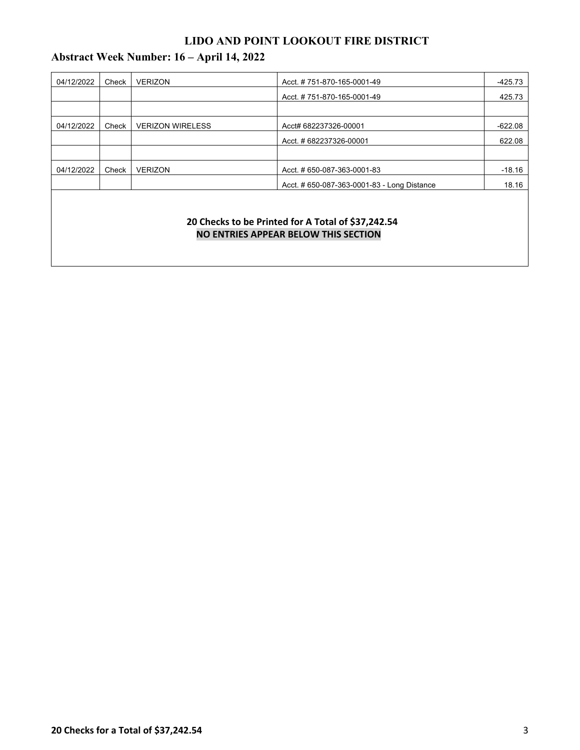# LIDO AND POINT LOOKOUT FIRE DISTRICT

## Abstract Week Number: 16 – April 14, 2022

| | | | | |
|---|---|---|---|---|
| 04/12/2022 | Check | VERIZON | Acct. # 751-870-165-0001-49 | -425.73 |
| | | | Acct. # 751-870-165-0001-49 | 425.73 |
| | | | | |
| 04/12/2022 | Check | VERIZON WIRELESS | Acct# 682237326-00001 | -622.08 |
| | | | Acct. # 682237326-00001 | 622.08 |
| | | | | |
| 04/12/2022 | Check | VERIZON | Acct. # 650-087-363-0001-83 | -18.16 |
| | | | Acct. # 650-087-363-0001-83 - Long Distance | 18.16 |

**20 Checks to be Printed for A Total of $37,242.54**

**NO ENTRIES APPEAR BELOW THIS SECTION**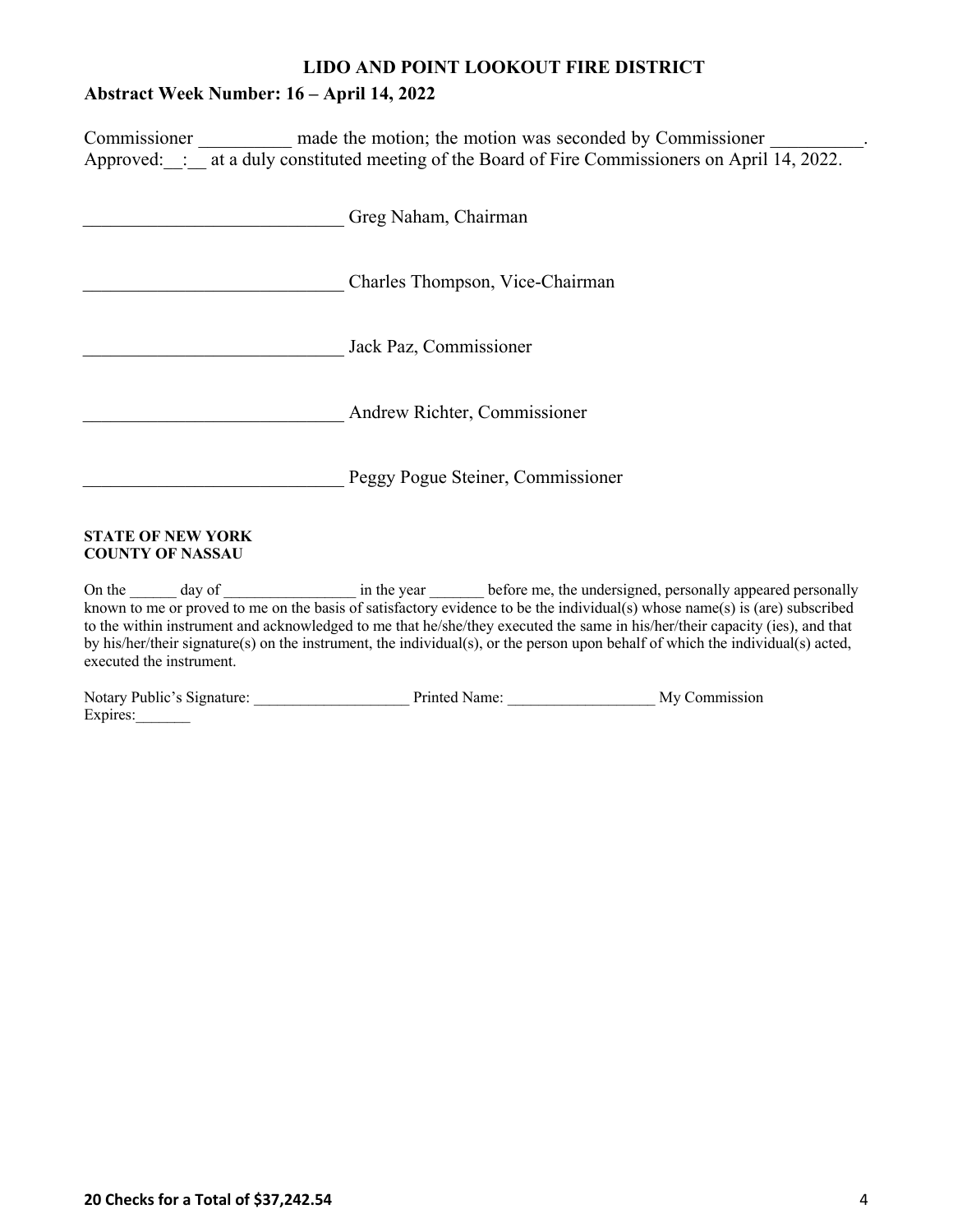**LIDO AND POINT LOOKOUT FIRE DISTRICT**

**Abstract Week Number: 16 – April 14, 2022**

Commissioner __________ made the motion; the motion was seconded by Commissioner __________. Approved:__:__ at a duly constituted meeting of the Board of Fire Commissioners on April 14, 2022.

____________________________ Greg Naham, Chairman

____________________________ Charles Thompson, Vice-Chairman

____________________________ Jack Paz, Commissioner

____________________________ Andrew Richter, Commissioner

____________________________ Peggy Pogue Steiner, Commissioner

**STATE OF NEW YORK**
**COUNTY OF NASSAU**

On the ______ day of _________________ in the year _______ before me, the undersigned, personally appeared personally known to me or proved to me on the basis of satisfactory evidence to be the individual(s) whose name(s) is (are) subscribed to the within instrument and acknowledged to me that he/she/they executed the same in his/her/their capacity (ies), and that by his/her/their signature(s) on the instrument, the individual(s), or the person upon behalf of which the individual(s) acted, executed the instrument.

Notary Public's Signature: ____________________ Printed Name: ___________________ My Commission Expires:_______

**20 Checks for a Total of $37,242.54**